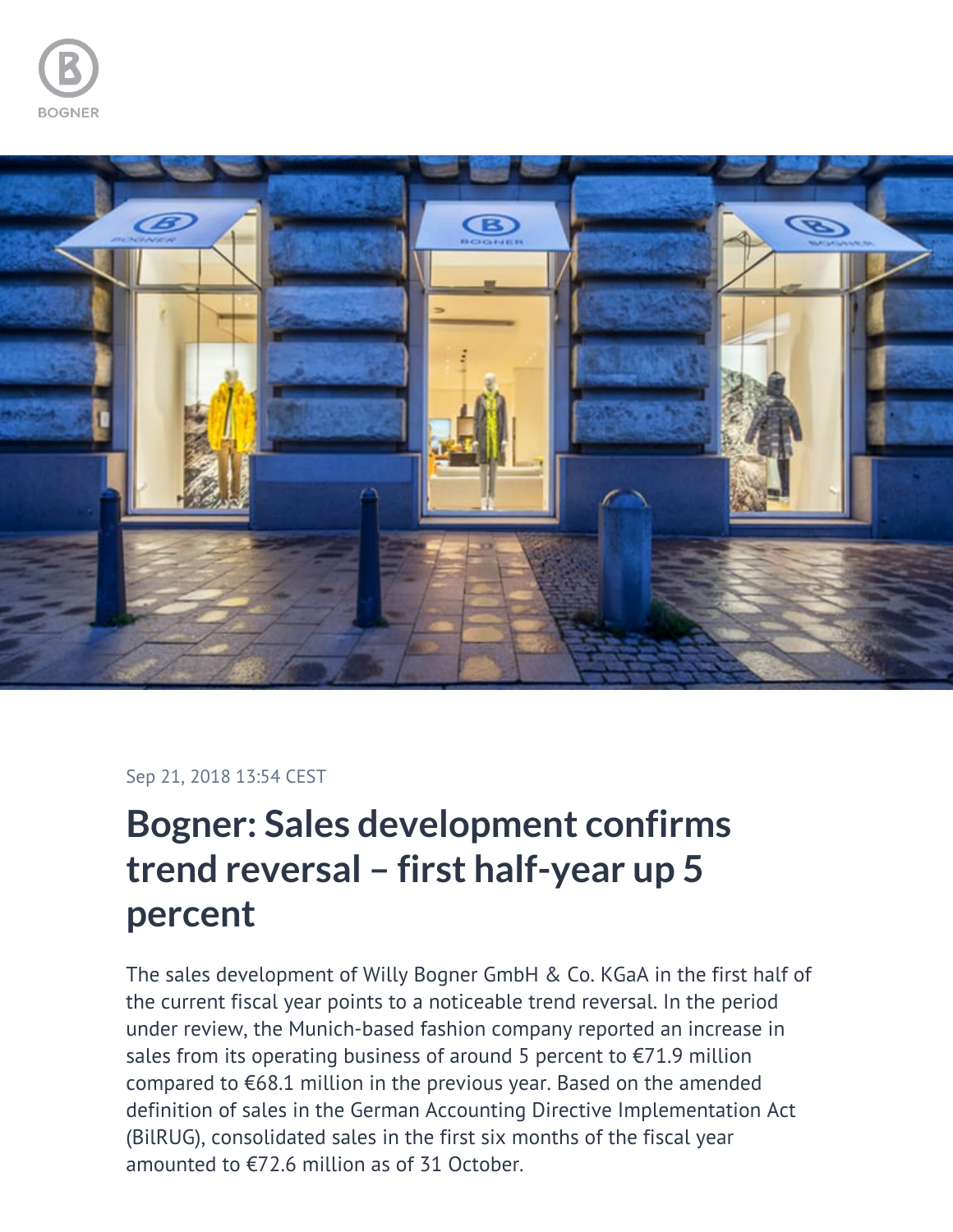Sep 21, 2018 13:54 CEST

# Bogner: Sales development confirms trend reversal – first half-year up 5 percent

The sales development of Willy Bogner GmbH & Co. KGaA in the first half of the current fiscal year points to a noticeable trend reversal. In the period under review, the Munich-based fashion company reported an increase in sales from its operating business of around 5 percent to €71.9 million compared to €68.1 million in the previous year. Based on the amended definition of sales in the German Accounting Directive Implementation Act (BilRUG), consolidated sales in the first six months of the fiscal year amounted to €72.6 million as of 31 October.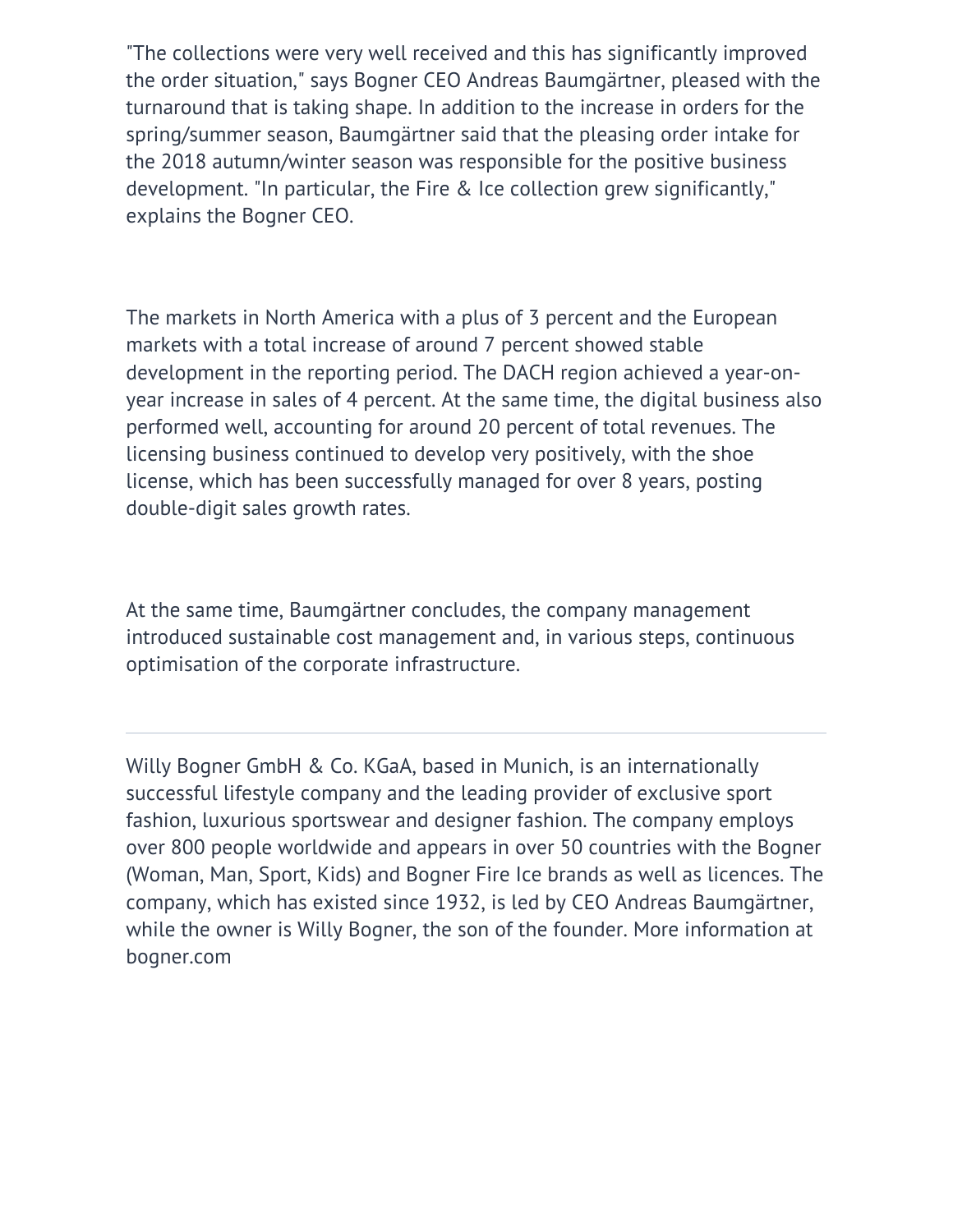"The collections were very well received and this has significantly improved the order situation," says Bogner CEO Andreas Baumgärtner, pleased with the turnaround that is taking shape. In addition to the increase in orders for the spring/summer season, Baumgärtner said that the pleasing order intake for the 2018 autumn/winter season was responsible for the positive business development. "In particular, the Fire & Ice collection grew significantly," explains the Bogner CEO.

The markets in North America with a plus of 3 percent and the European markets with a total increase of around 7 percent showed stable development in the reporting period. The DACH region achieved a year-on-year increase in sales of 4 percent. At the same time, the digital business also performed well, accounting for around 20 percent of total revenues. The licensing business continued to develop very positively, with the shoe license, which has been successfully managed for over 8 years, posting double-digit sales growth rates.

At the same time, Baumgärtner concludes, the company management introduced sustainable cost management and, in various steps, continuous optimisation of the corporate infrastructure.

---

Willy Bogner GmbH & Co. KGaA, based in Munich, is an internationally successful lifestyle company and the leading provider of exclusive sport fashion, luxurious sportswear and designer fashion. The company employs over 800 people worldwide and appears in over 50 countries with the Bogner (Woman, Man, Sport, Kids) and Bogner Fire Ice brands as well as licences. The company, which has existed since 1932, is led by CEO Andreas Baumgärtner, while the owner is Willy Bogner, the son of the founder. More information at bogner.com